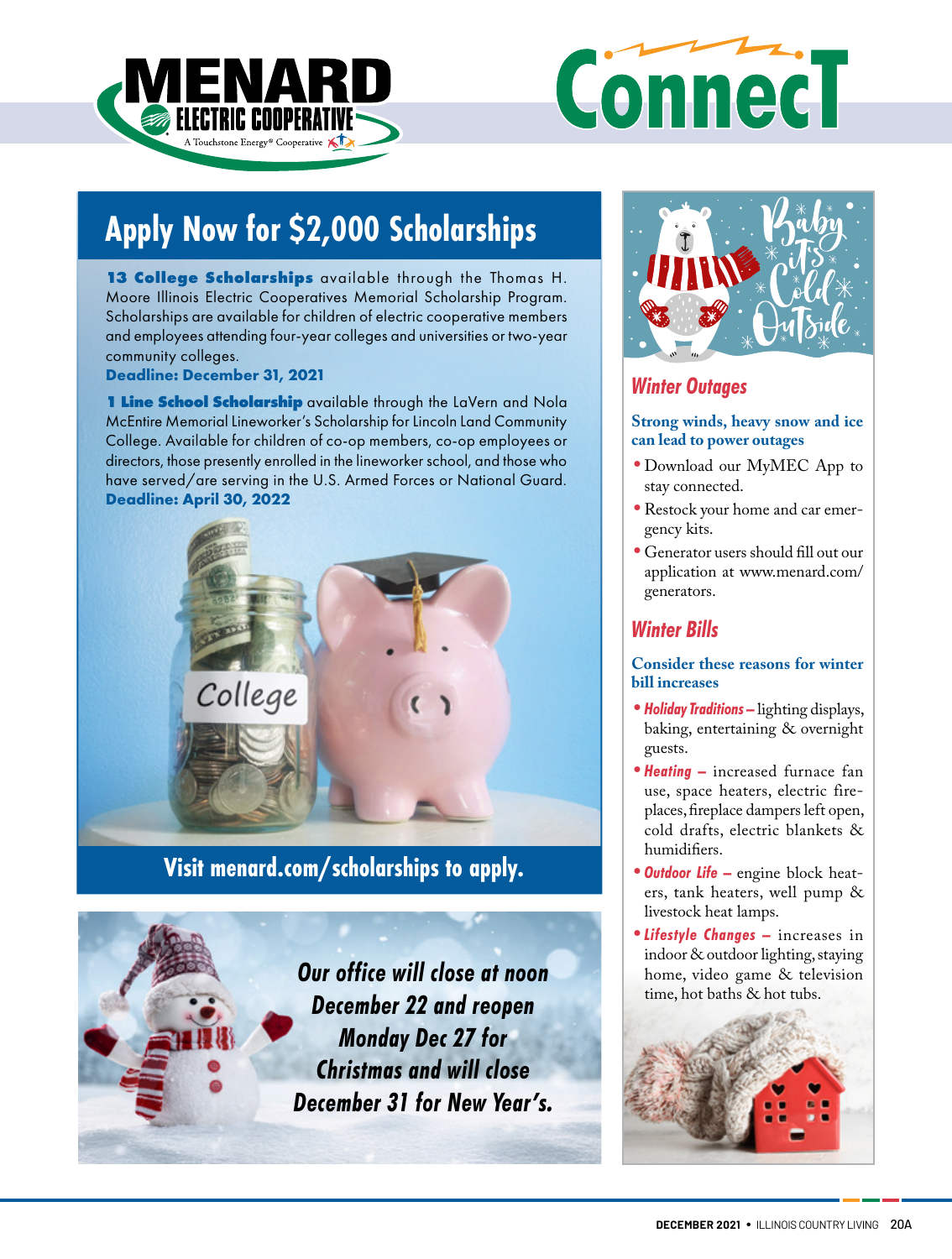# MENARD ELECTRIC COOPERATIVE

A Touchstone Energy® Cooperative

# ConnecT

## Apply Now for $2,000 Scholarships

**13 College Scholarships** available through the Thomas H. Moore Illinois Electric Cooperatives Memorial Scholarship Program. Scholarships are available for children of electric cooperative members and employees attending four-year colleges and universities or two-year community colleges.

**Deadline: December 31, 2021**

**1 Line School Scholarship** available through the LaVern and Nola McEntire Memorial Lineworker's Scholarship for Lincoln Land Community College. Available for children of co-op members, co-op employees or directors, those presently enrolled in the lineworker school, and those who have served/are serving in the U.S. Armed Forces or National Guard.

**Deadline: April 30, 2022**

**Visit menard.com/scholarships to apply.**

*Our office will close at noon December 22 and reopen Monday Dec 27 for Christmas and will close December 31 for New Year's.*

Baby it's Cold Outside

## Winter Outages

**Strong winds, heavy snow and ice can lead to power outages**

- Download our MyMEC App to stay connected.
- Restock your home and car emergency kits.
- Generator users should fill out our application at www.menard.com/generators.

## Winter Bills

**Consider these reasons for winter bill increases**

- ***Holiday Traditions –*** lighting displays, baking, entertaining & overnight guests.
- ***Heating –*** increased furnace fan use, space heaters, electric fireplaces, fireplace dampers left open, cold drafts, electric blankets & humidifiers.
- ***Outdoor Life –*** engine block heaters, tank heaters, well pump & livestock heat lamps.
- ***Lifestyle Changes –*** increases in indoor & outdoor lighting, staying home, video game & television time, hot baths & hot tubs.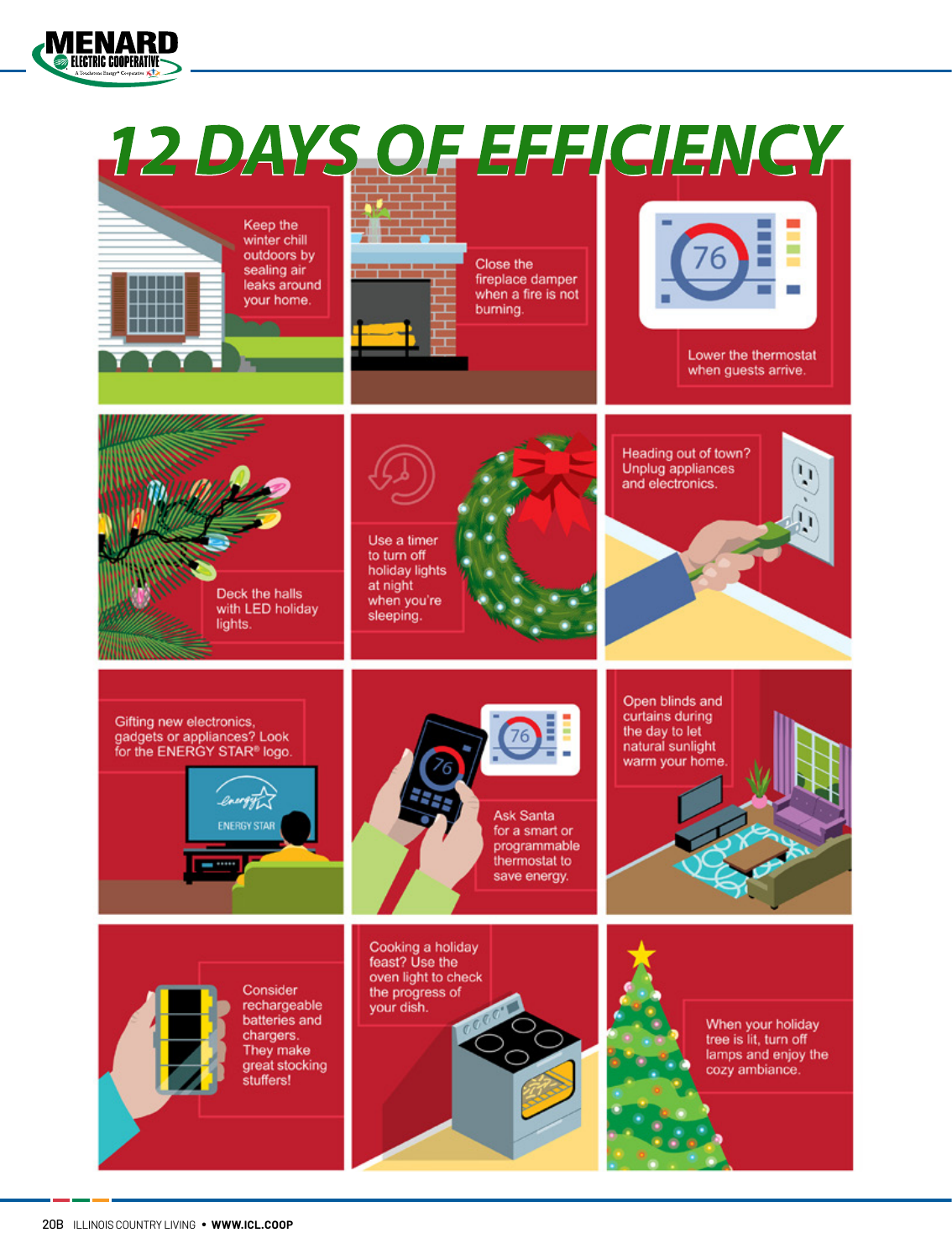MENARD ELECTRIC COOPERATIVE

# 12 DAYS OF EFFICIENCY

Keep the winter chill outdoors by sealing air leaks around your home.

Close the fireplace damper when a fire is not burning.

Lower the thermostat when guests arrive.

Deck the halls with LED holiday lights.

Use a timer to turn off holiday lights at night when you're sleeping.

Heading out of town? Unplug appliances and electronics.

Gifting new electronics, gadgets or appliances? Look for the ENERGY STAR® logo.

Ask Santa for a smart or programmable thermostat to save energy.

Open blinds and curtains during the day to let natural sunlight warm your home.

Consider rechargeable batteries and chargers. They make great stocking stuffers!

Cooking a holiday feast? Use the oven light to check the progress of your dish.

When your holiday tree is lit, turn off lamps and enjoy the cozy ambiance.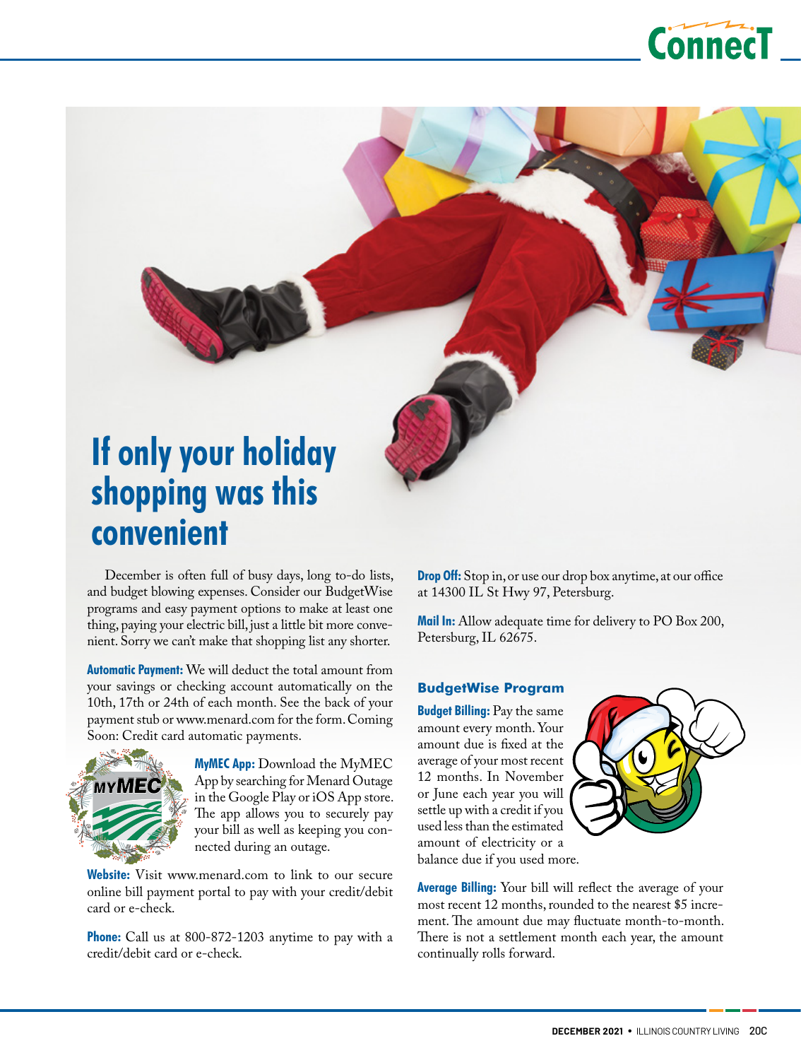# If only your holiday shopping was this convenient

December is often full of busy days, long to-do lists, and budget blowing expenses. Consider our BudgetWise programs and easy payment options to make at least one thing, paying your electric bill, just a little bit more convenient. Sorry we can't make that shopping list any shorter.

**Automatic Payment:** We will deduct the total amount from your savings or checking account automatically on the 10th, 17th or 24th of each month. See the back of your payment stub or www.menard.com for the form. Coming Soon: Credit card automatic payments.

**MyMEC App:** Download the MyMEC App by searching for Menard Outage in the Google Play or iOS App store. The app allows you to securely pay your bill as well as keeping you connected during an outage.

**Website:** Visit www.menard.com to link to our secure online bill payment portal to pay with your credit/debit card or e-check.

**Phone:** Call us at 800-872-1203 anytime to pay with a credit/debit card or e-check.

**Drop Off:** Stop in, or use our drop box anytime, at our office at 14300 IL St Hwy 97, Petersburg.

**Mail In:** Allow adequate time for delivery to PO Box 200, Petersburg, IL 62675.

## BudgetWise Program

**Budget Billing:** Pay the same amount every month. Your amount due is fixed at the average of your most recent 12 months. In November or June each year you will settle up with a credit if you used less than the estimated amount of electricity or a balance due if you used more.

**Average Billing:** Your bill will reflect the average of your most recent 12 months, rounded to the nearest $5 increment. The amount due may fluctuate month-to-month. There is not a settlement month each year, the amount continually rolls forward.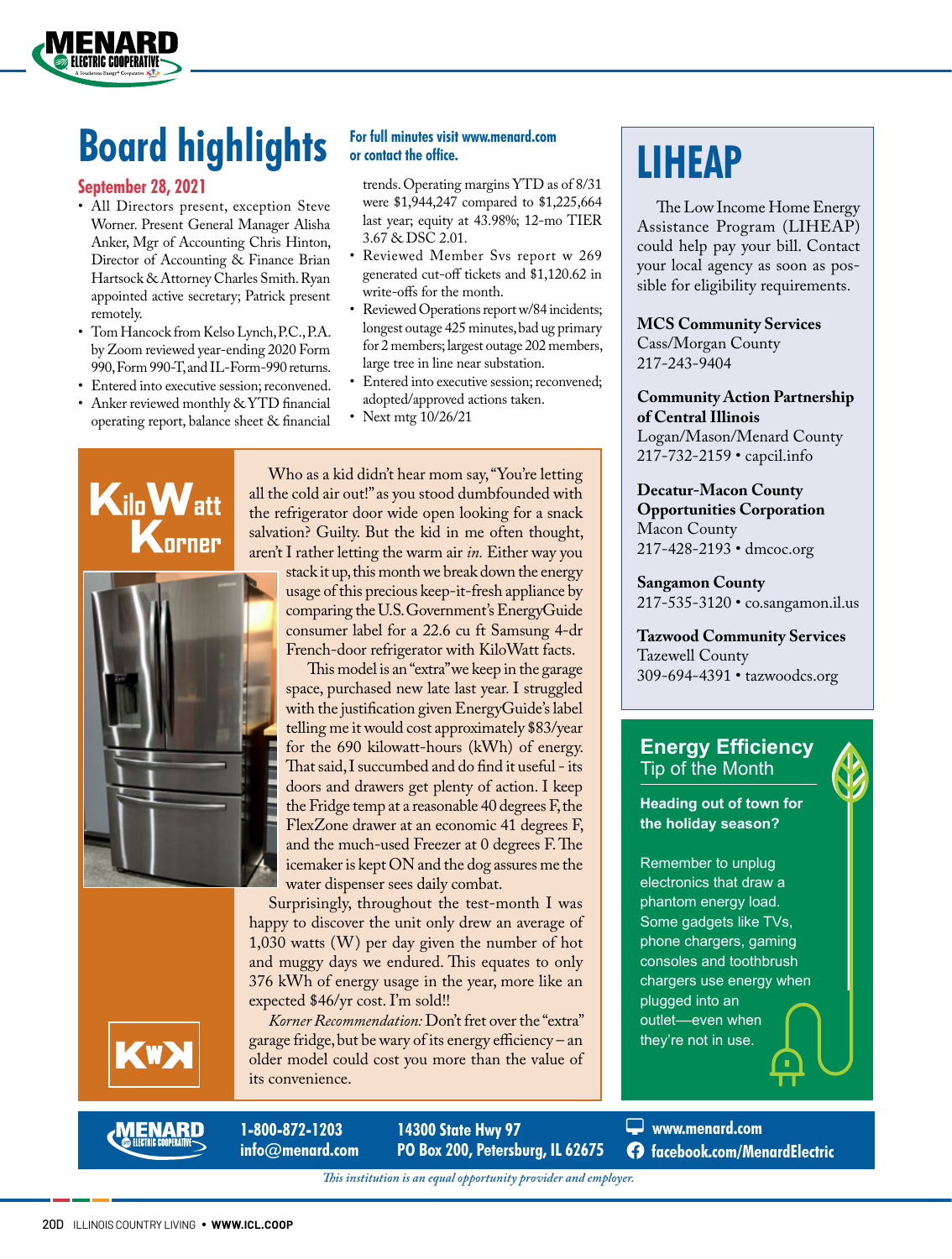# Board highlights

**For full minutes visit www.menard.com or contact the office.**

## September 28, 2021

- All Directors present, exception Steve Worner. Present General Manager Alisha Anker, Mgr of Accounting Chris Hinton, Director of Accounting & Finance Brian Hartsock & Attorney Charles Smith. Ryan appointed active secretary; Patrick present remotely.
- Tom Hancock from Kelso Lynch, P.C., P.A. by Zoom reviewed year-ending 2020 Form 990, Form 990-T, and IL-Form-990 returns.
- Entered into executive session; reconvened.
- Anker reviewed monthly & YTD financial operating report, balance sheet & financial trends. Operating margins YTD as of 8/31 were $1,944,247 compared to $1,225,664 last year; equity at 43.98%; 12-mo TIER 3.67 & DSC 2.01.
- Reviewed Member Svs report w 269 generated cut-off tickets and $1,120.62 in write-offs for the month.
- Reviewed Operations report w/84 incidents; longest outage 425 minutes, bad ug primary for 2 members; largest outage 202 members, large tree in line near substation.
- Entered into executive session; reconvened; adopted/approved actions taken.
- Next mtg 10/26/21

# LIHEAP

The Low Income Home Energy Assistance Program (LIHEAP) could help pay your bill. Contact your local agency as soon as possible for eligibility requirements.

**MCS Community Services**
Cass/Morgan County
217-243-9404

**Community Action Partnership of Central Illinois**
Logan/Mason/Menard County
217-732-2159 • capcil.info

**Decatur-Macon County Opportunities Corporation**
Macon County
217-428-2193 • dmcoc.org

**Sangamon County**
217-535-3120 • co.sangamon.il.us

**Tazwood Community Services**
Tazewell County
309-694-4391 • tazwoodcs.org

# KiloWatt Korner

Who as a kid didn't hear mom say, "You're letting all the cold air out!" as you stood dumbfounded with the refrigerator door wide open looking for a snack salvation? Guilty. But the kid in me often thought, aren't I rather letting the warm air *in.* Either way you stack it up, this month we break down the energy usage of this precious keep-it-fresh appliance by comparing the U.S. Government's EnergyGuide consumer label for a 22.6 cu ft Samsung 4-dr French-door refrigerator with KiloWatt facts.

This model is an "extra" we keep in the garage space, purchased new late last year. I struggled with the justification given EnergyGuide's label telling me it would cost approximately $83/year for the 690 kilowatt-hours (kWh) of energy. That said, I succumbed and do find it useful - its doors and drawers get plenty of action. I keep the Fridge temp at a reasonable 40 degrees F, the FlexZone drawer at an economic 41 degrees F, and the much-used Freezer at 0 degrees F. The icemaker is kept ON and the dog assures me the water dispenser sees daily combat.

Surprisingly, throughout the test-month I was happy to discover the unit only drew an average of 1,030 watts (W) per day given the number of hot and muggy days we endured. This equates to only 376 kWh of energy usage in the year, more like an expected $46/yr cost. I'm sold!!

*Korner Recommendation:* Don't fret over the "extra" garage fridge, but be wary of its energy efficiency – an older model could cost you more than the value of its convenience.

## Energy Efficiency
Tip of the Month

**Heading out of town for the holiday season?**

Remember to unplug electronics that draw a phantom energy load. Some gadgets like TVs, phone chargers, gaming consoles and toothbrush chargers use energy when plugged into an outlet—even when they're not in use.

1-800-872-1203
info@menard.com

14300 State Hwy 97
PO Box 200, Petersburg, IL 62675

www.menard.com
facebook.com/MenardElectric

*This institution is an equal opportunity provider and employer.*